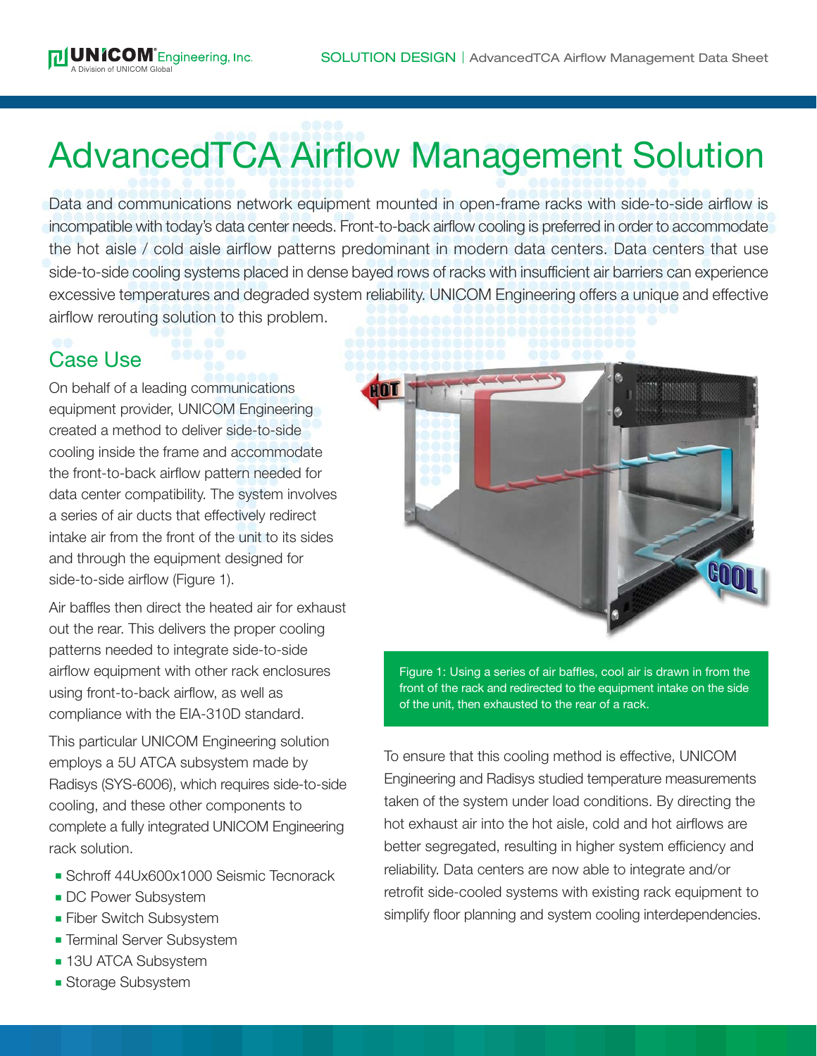# AdvancedTCA Airflow Management Solution

Data and communications network equipment mounted in open-frame racks with side-to-side airflow is incompatible with today's data center needs. Front-to-back airflow cooling is preferred in order to accommodate the hot aisle / cold aisle airflow patterns predominant in modern data centers. Data centers that use side-to-side cooling systems placed in dense bayed rows of racks with insufficient air barriers can experience excessive temperatures and degraded system reliability. UNICOM Engineering offers a unique and effective airflow rerouting solution to this problem.

## Case Use

On behalf of a leading communications equipment provider, UNICOM Engineering created a method to deliver side-to-side cooling inside the frame and accommodate the front-to-back airflow pattern needed for data center compatibility. The system involves a series of air ducts that effectively redirect intake air from the front of the unit to its sides and through the equipment designed for side-to-side airflow (Figure 1).

Air baffles then direct the heated air for exhaust out the rear. This delivers the proper cooling patterns needed to integrate side-to-side airflow equipment with other rack enclosures using front-to-back airflow, as well as compliance with the EIA-310D standard.

This particular UNICOM Engineering solution employs a 5U ATCA subsystem made by Radisys (SYS-6006), which requires side-to-side cooling, and these other components to complete a fully integrated UNICOM Engineering rack solution.

- Schroff 44Ux600x1000 Seismic Tecnorack
- DC Power Subsystem
- Fiber Switch Subsystem
- Terminal Server Subsystem
- 13U ATCA Subsystem
- Storage Subsystem

Figure 1: Using a series of air baffles, cool air is drawn in from the front of the rack and redirected to the equipment intake on the side of the unit, then exhausted to the rear of a rack.

To ensure that this cooling method is effective, UNICOM Engineering and Radisys studied temperature measurements taken of the system under load conditions. By directing the hot exhaust air into the hot aisle, cold and hot airflows are better segregated, resulting in higher system efficiency and reliability. Data centers are now able to integrate and/or retrofit side-cooled systems with existing rack equipment to simplify floor planning and system cooling interdependencies.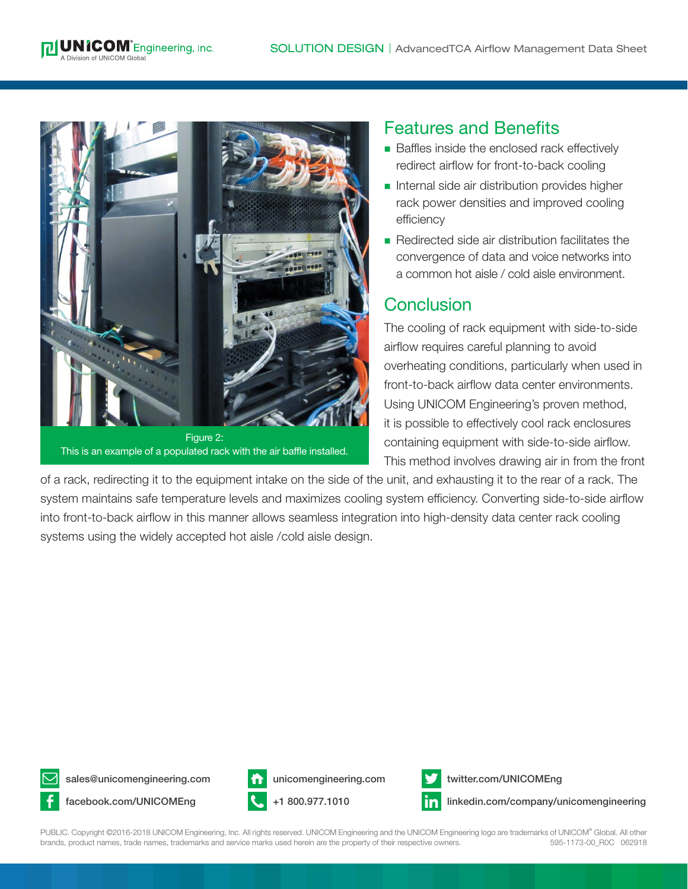Figure 2:
This is an example of a populated rack with the air baffle installed.

## Features and Benefits

- Baffles inside the enclosed rack effectively redirect airflow for front-to-back cooling
- Internal side air distribution provides higher rack power densities and improved cooling efficiency
- Redirected side air distribution facilitates the convergence of data and voice networks into a common hot aisle / cold aisle environment.

## Conclusion

The cooling of rack equipment with side-to-side airflow requires careful planning to avoid overheating conditions, particularly when used in front-to-back airflow data center environments. Using UNICOM Engineering's proven method, it is possible to effectively cool rack enclosures containing equipment with side-to-side airflow. This method involves drawing air in from the front of a rack, redirecting it to the equipment intake on the side of the unit, and exhausting it to the rear of a rack. The system maintains safe temperature levels and maximizes cooling system efficiency. Converting side-to-side airflow into front-to-back airflow in this manner allows seamless integration into high-density data center rack cooling systems using the widely accepted hot aisle /cold aisle design.

sales@unicomengineering.com
facebook.com/UNICOMEng
unicomengineering.com
+1 800.977.1010
twitter.com/UNICOMEng
linkedin.com/company/unicomengineering

PUBLIC. Copyright ©2016-2018 UNICOM Engineering, Inc. All rights reserved. UNICOM Engineering and the UNICOM Engineering logo are trademarks of UNICOM® Global. All other brands, product names, trade names, trademarks and service marks used herein are the property of their respective owners. 595-1173-00_R0C 062918